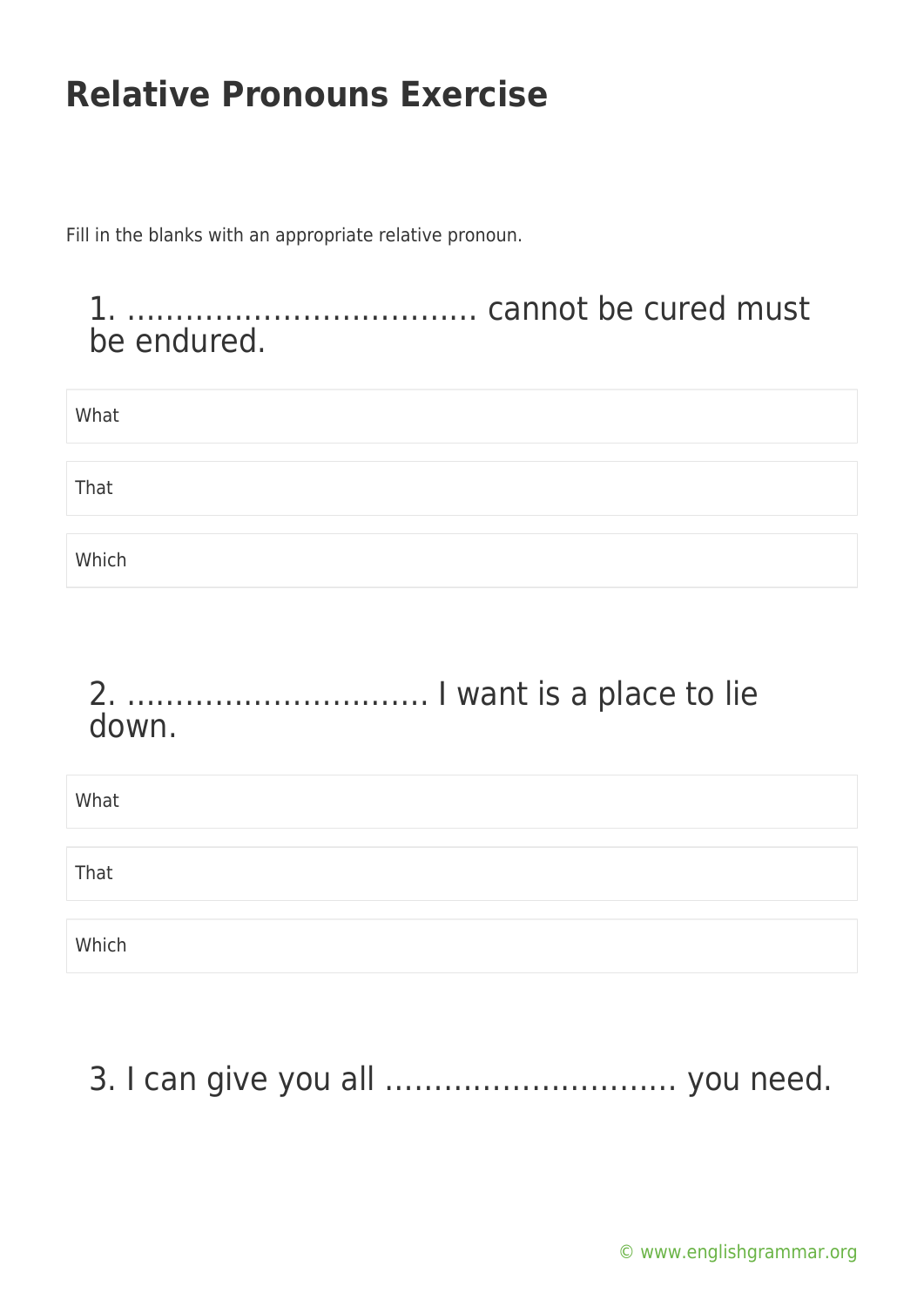# Relative Pronouns Exercise

Fill in the blanks with an appropriate relative pronoun.

## 1. ……………………………… cannot be cured must be endured.

- What
- That
- Which

## 2. ………………………… I want is a place to lie down.

- What
- That
- Which

## 3. I can give you all ……………………….. you need.

© www.englishgrammar.org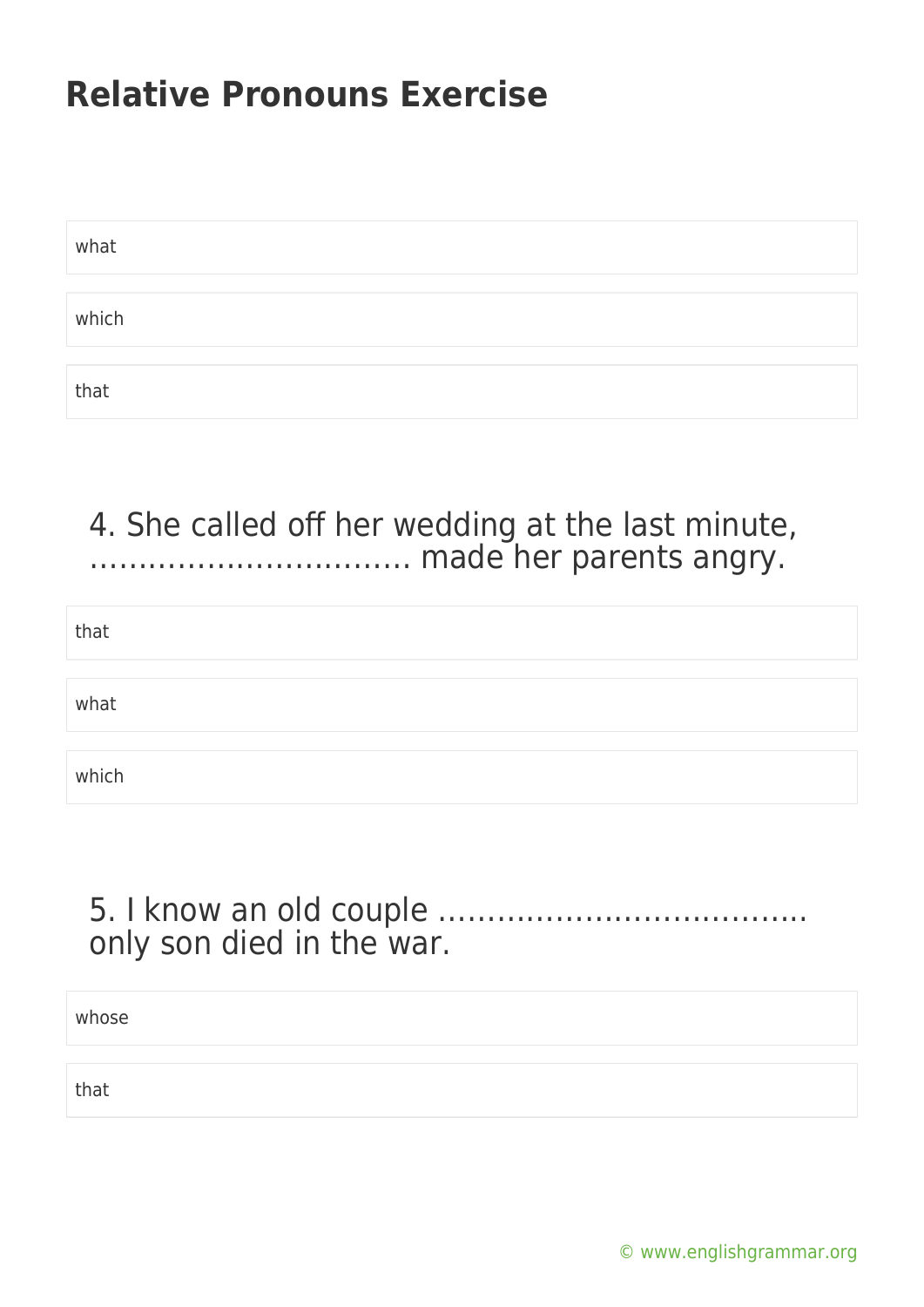# Relative Pronouns Exercise

what

which

that

4. She called off her wedding at the last minute, …………………………… made her parents angry.

that

what

which

5. I know an old couple ……………………………….. only son died in the war.

whose

that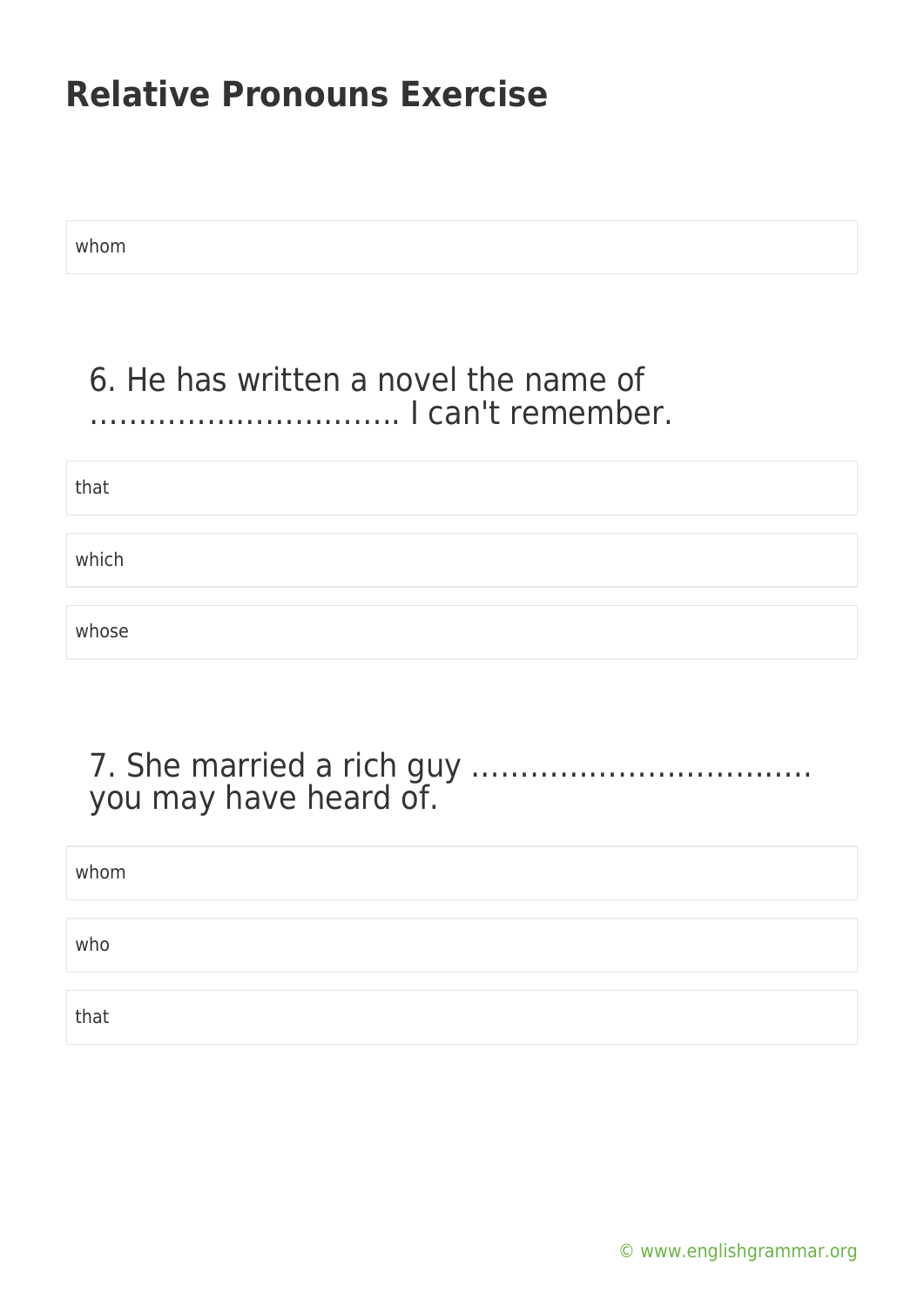# Relative Pronouns Exercise

whom

6. He has written a novel the name of …………………………. I can't remember.

that

which

whose

7. She married a rich guy …………………………….. you may have heard of.

whom

who

that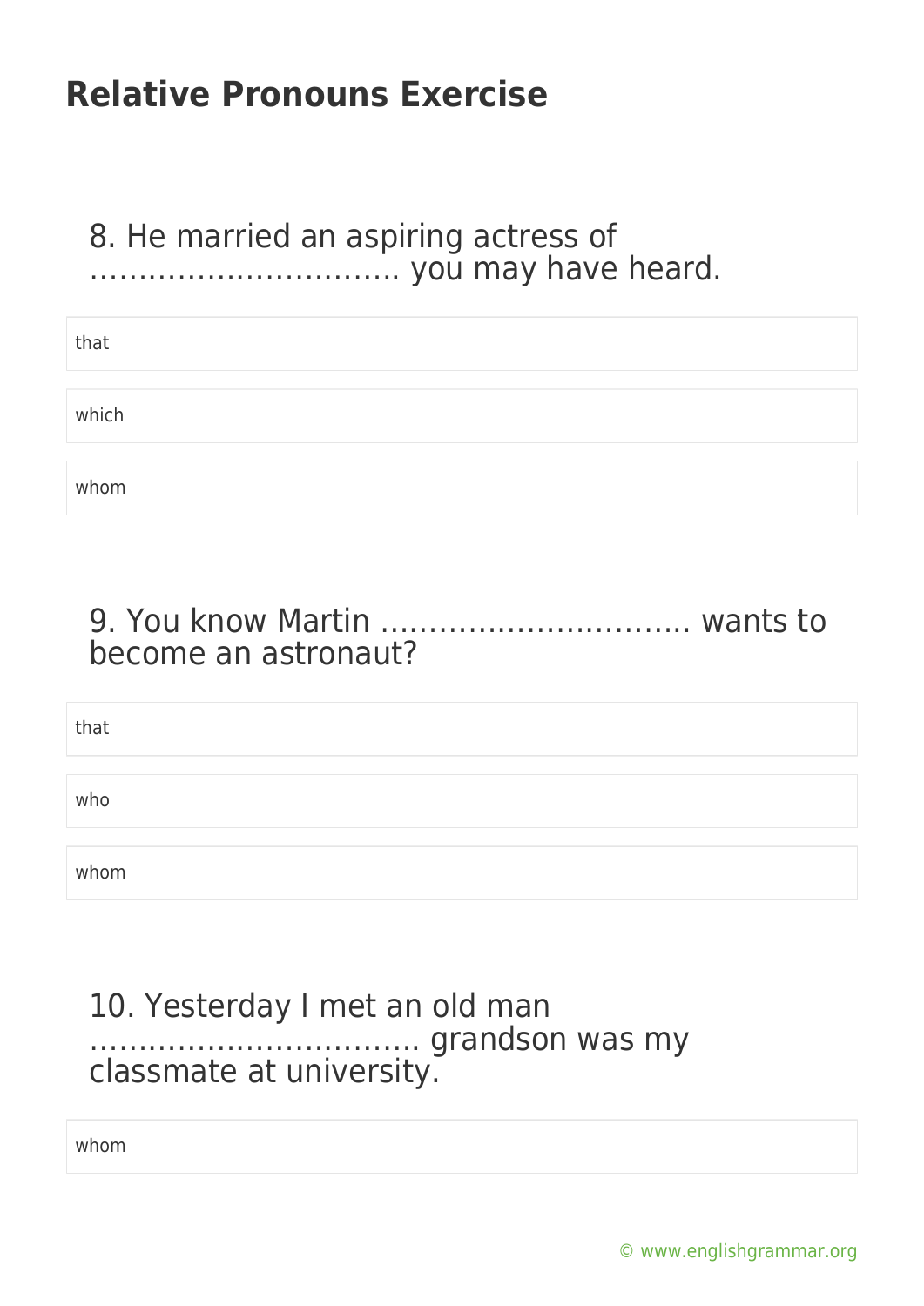# Relative Pronouns Exercise

8. He married an aspiring actress of ………………………….. you may have heard.

- that
- which
- whom

9. You know Martin ………………………….. wants to become an astronaut?

- that
- who
- whom

10. Yesterday I met an old man …………………………… grandson was my classmate at university.

- whom

© www.englishgrammar.org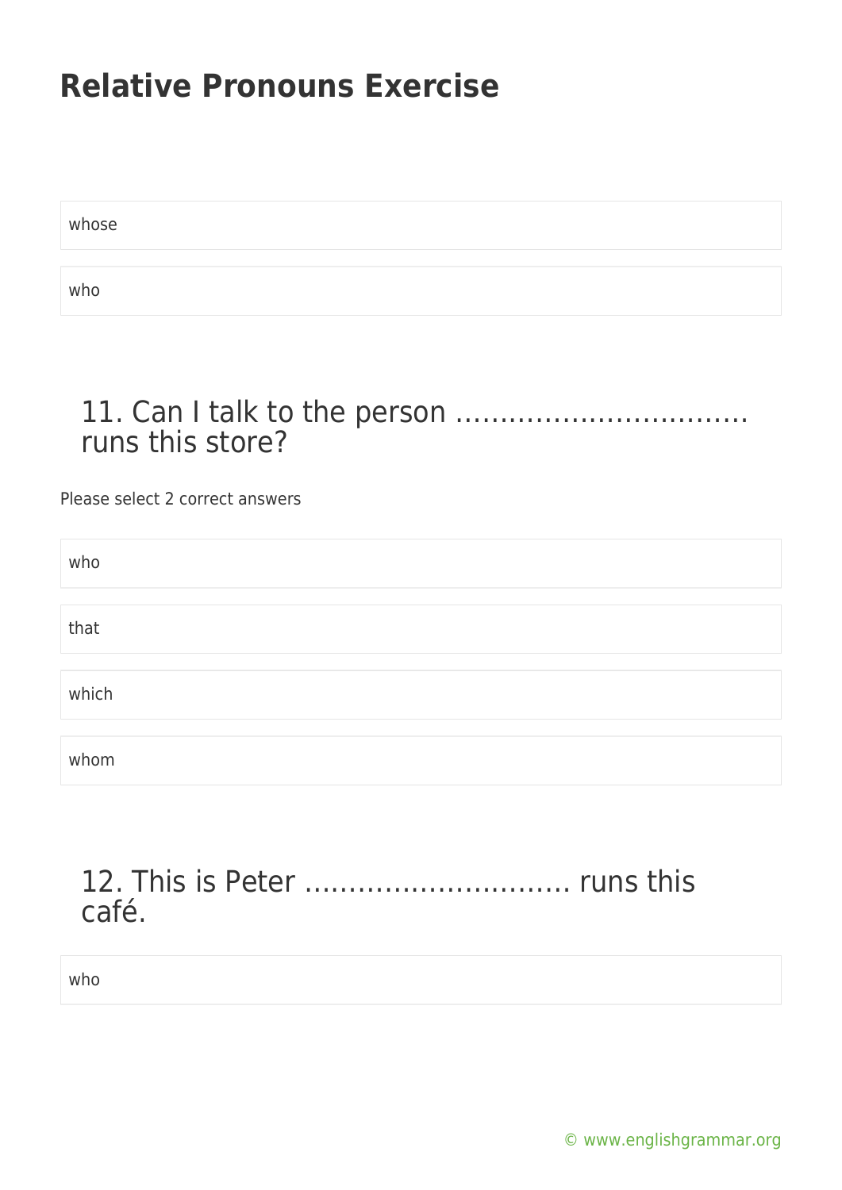whose

who

## 11. Can I talk to the person …………………………… runs this store?

Please select 2 correct answers

who

that

which

whom

## 12. This is Peter ……………………….. runs this café.

who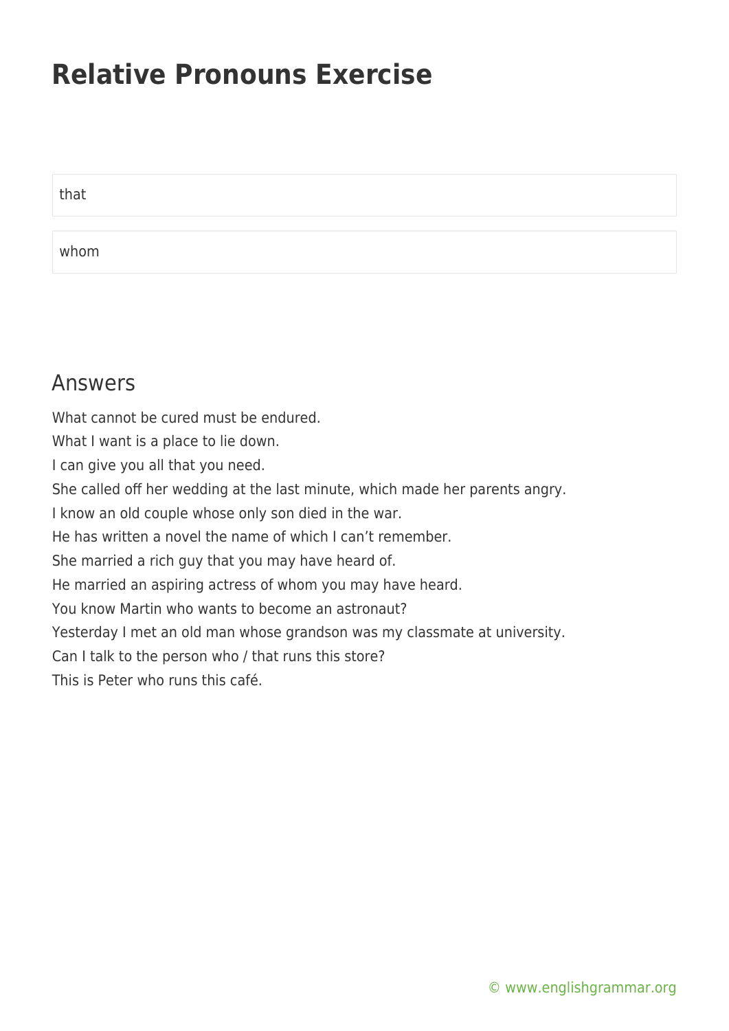# Relative Pronouns Exercise

that

whom

## Answers

What cannot be cured must be endured.

What I want is a place to lie down.

I can give you all that you need.

She called off her wedding at the last minute, which made her parents angry.

I know an old couple whose only son died in the war.

He has written a novel the name of which I can't remember.

She married a rich guy that you may have heard of.

He married an aspiring actress of whom you may have heard.

You know Martin who wants to become an astronaut?

Yesterday I met an old man whose grandson was my classmate at university.

Can I talk to the person who / that runs this store?

This is Peter who runs this café.

© www.englishgrammar.org